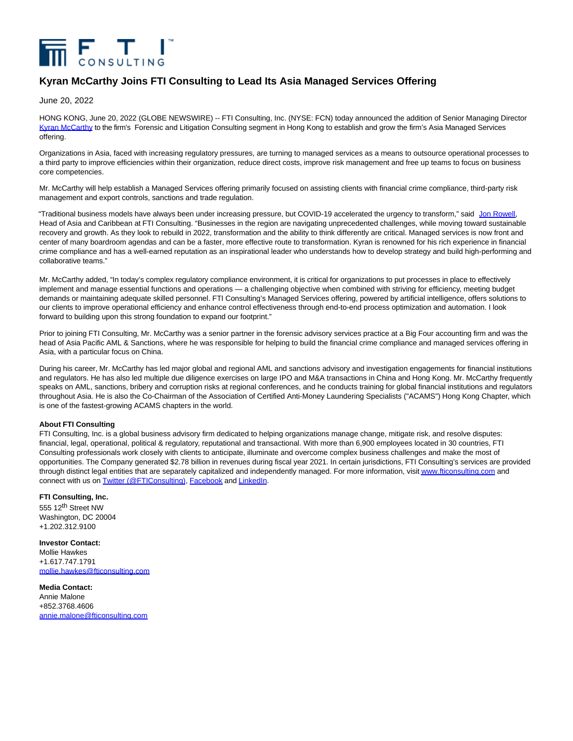# Kyran McCarthy Joins FTI Consulting to Lead Its Asia Managed Services Offering

June 20, 2022

HONG KONG, June 20, 2022 (GLOBE NEWSWIRE) -- FTI Consulting, Inc. (NYSE: FCN) today announced the addition of Senior Managing Director Kyran McCarthy to the firm's Forensic and Litigation Consulting segment in Hong Kong to establish and grow the firm's Asia Managed Services offering.

Organizations in Asia, faced with increasing regulatory pressures, are turning to managed services as a means to outsource operational processes to a third party to improve efficiencies within their organization, reduce direct costs, improve risk management and free up teams to focus on business core competencies.

Mr. McCarthy will help establish a Managed Services offering primarily focused on assisting clients with financial crime compliance, third-party risk management and export controls, sanctions and trade regulation.

"Traditional business models have always been under increasing pressure, but COVID-19 accelerated the urgency to transform," said Jon Rowell, Head of Asia and Caribbean at FTI Consulting. "Businesses in the region are navigating unprecedented challenges, while moving toward sustainable recovery and growth. As they look to rebuild in 2022, transformation and the ability to think differently are critical. Managed services is now front and center of many boardroom agendas and can be a faster, more effective route to transformation. Kyran is renowned for his rich experience in financial crime compliance and has a well-earned reputation as an inspirational leader who understands how to develop strategy and build high-performing and collaborative teams."

Mr. McCarthy added, "In today's complex regulatory compliance environment, it is critical for organizations to put processes in place to effectively implement and manage essential functions and operations — a challenging objective when combined with striving for efficiency, meeting budget demands or maintaining adequate skilled personnel. FTI Consulting's Managed Services offering, powered by artificial intelligence, offers solutions to our clients to improve operational efficiency and enhance control effectiveness through end-to-end process optimization and automation. I look forward to building upon this strong foundation to expand our footprint."

Prior to joining FTI Consulting, Mr. McCarthy was a senior partner in the forensic advisory services practice at a Big Four accounting firm and was the head of Asia Pacific AML & Sanctions, where he was responsible for helping to build the financial crime compliance and managed services offering in Asia, with a particular focus on China.

During his career, Mr. McCarthy has led major global and regional AML and sanctions advisory and investigation engagements for financial institutions and regulators. He has also led multiple due diligence exercises on large IPO and M&A transactions in China and Hong Kong. Mr. McCarthy frequently speaks on AML, sanctions, bribery and corruption risks at regional conferences, and he conducts training for global financial institutions and regulators throughout Asia. He is also the Co-Chairman of the Association of Certified Anti-Money Laundering Specialists ("ACAMS") Hong Kong Chapter, which is one of the fastest-growing ACAMS chapters in the world.

**About FTI Consulting**
FTI Consulting, Inc. is a global business advisory firm dedicated to helping organizations manage change, mitigate risk, and resolve disputes: financial, legal, operational, political & regulatory, reputational and transactional. With more than 6,900 employees located in 30 countries, FTI Consulting professionals work closely with clients to anticipate, illuminate and overcome complex business challenges and make the most of opportunities. The Company generated $2.78 billion in revenues during fiscal year 2021. In certain jurisdictions, FTI Consulting's services are provided through distinct legal entities that are separately capitalized and independently managed. For more information, visit www.fticonsulting.com and connect with us on Twitter (@FTIConsulting), Facebook and LinkedIn.

**FTI Consulting, Inc.**
555 12th Street NW
Washington, DC 20004
+1.202.312.9100

**Investor Contact:**
Mollie Hawkes
+1.617.747.1791
mollie.hawkes@fticonsulting.com

**Media Contact:**
Annie Malone
+852.3768.4606
annie.malone@fticonsulting.com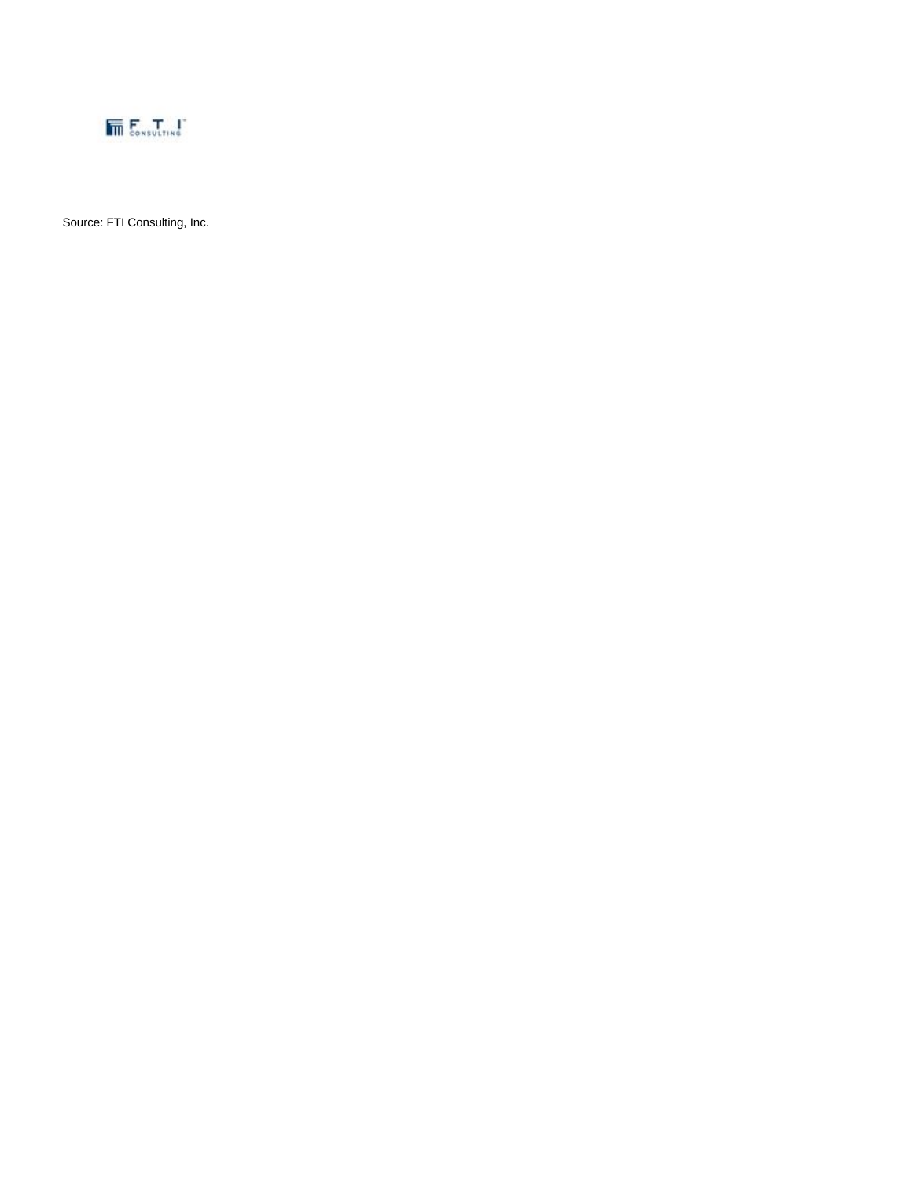Source: FTI Consulting, Inc.